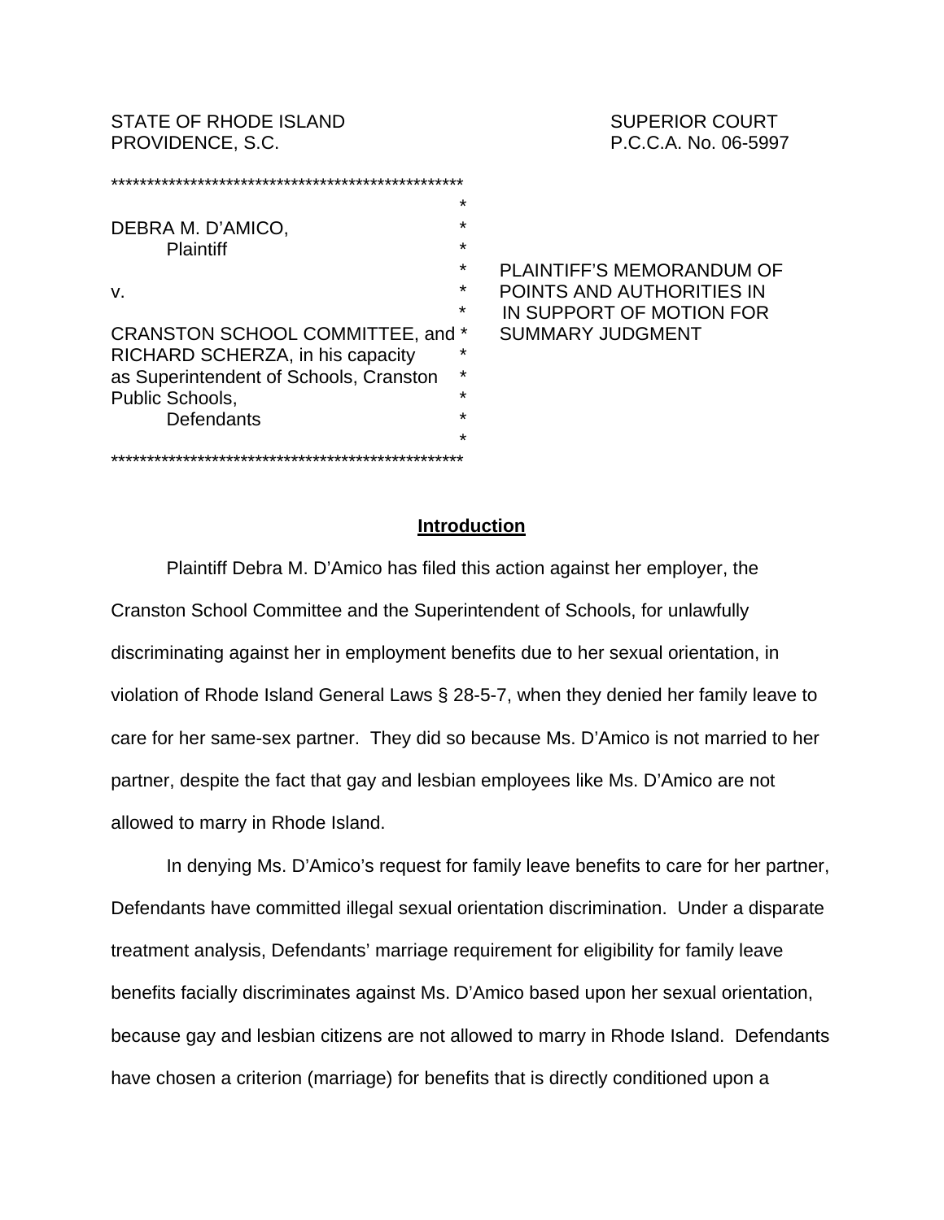STATE OF RHODE ISLAND
PROVIDENCE, S.C.

SUPERIOR COURT
P.C.C.A. No. 06-5997

DEBRA M. D'AMICO,
Plaintiff

v.

CRANSTON SCHOOL COMMITTEE, and RICHARD SCHERZA, in his capacity as Superintendent of Schools, Cranston Public Schools,
Defendants

PLAINTIFF'S MEMORANDUM OF POINTS AND AUTHORITIES IN IN SUPPORT OF MOTION FOR SUMMARY JUDGMENT

## Introduction

Plaintiff Debra M. D'Amico has filed this action against her employer, the Cranston School Committee and the Superintendent of Schools, for unlawfully discriminating against her in employment benefits due to her sexual orientation, in violation of Rhode Island General Laws § 28-5-7, when they denied her family leave to care for her same-sex partner. They did so because Ms. D'Amico is not married to her partner, despite the fact that gay and lesbian employees like Ms. D'Amico are not allowed to marry in Rhode Island.

In denying Ms. D'Amico's request for family leave benefits to care for her partner, Defendants have committed illegal sexual orientation discrimination. Under a disparate treatment analysis, Defendants' marriage requirement for eligibility for family leave benefits facially discriminates against Ms. D'Amico based upon her sexual orientation, because gay and lesbian citizens are not allowed to marry in Rhode Island. Defendants have chosen a criterion (marriage) for benefits that is directly conditioned upon a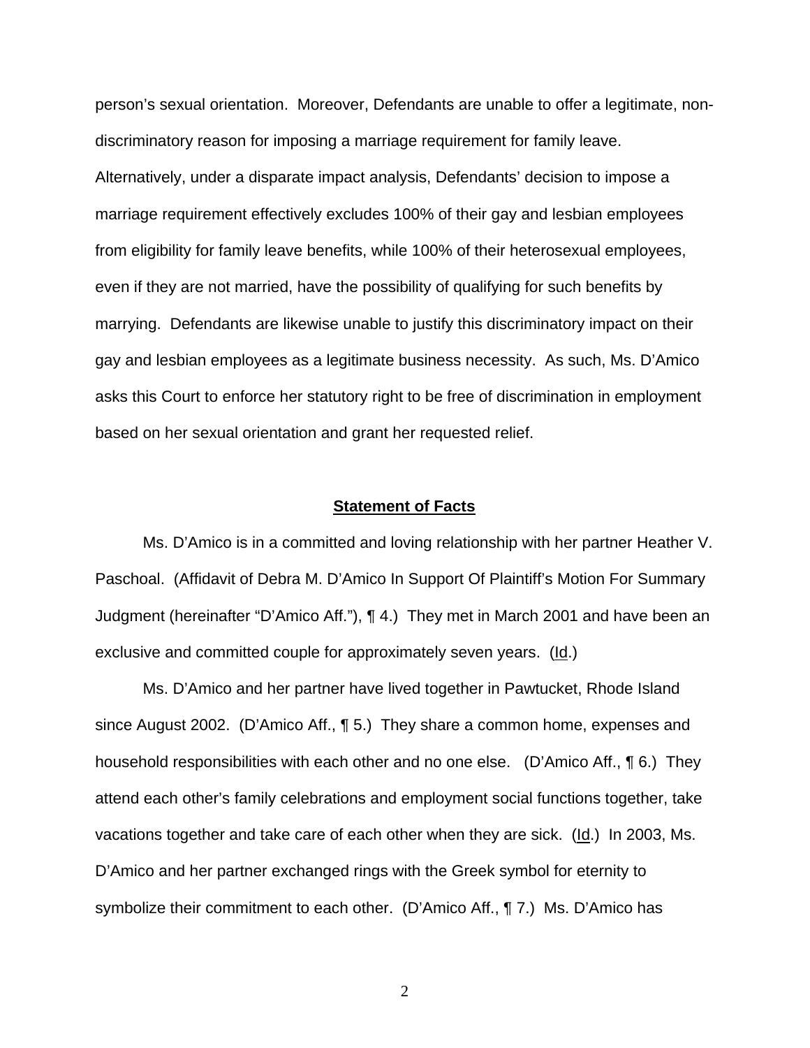person's sexual orientation. Moreover, Defendants are unable to offer a legitimate, non-discriminatory reason for imposing a marriage requirement for family leave. Alternatively, under a disparate impact analysis, Defendants' decision to impose a marriage requirement effectively excludes 100% of their gay and lesbian employees from eligibility for family leave benefits, while 100% of their heterosexual employees, even if they are not married, have the possibility of qualifying for such benefits by marrying. Defendants are likewise unable to justify this discriminatory impact on their gay and lesbian employees as a legitimate business necessity. As such, Ms. D'Amico asks this Court to enforce her statutory right to be free of discrimination in employment based on her sexual orientation and grant her requested relief.

## **Statement of Facts**

Ms. D'Amico is in a committed and loving relationship with her partner Heather V. Paschoal. (Affidavit of Debra M. D'Amico In Support Of Plaintiff's Motion For Summary Judgment (hereinafter "D'Amico Aff."), ¶ 4.) They met in March 2001 and have been an exclusive and committed couple for approximately seven years. (Id.)

Ms. D'Amico and her partner have lived together in Pawtucket, Rhode Island since August 2002. (D'Amico Aff., ¶ 5.) They share a common home, expenses and household responsibilities with each other and no one else. (D'Amico Aff., ¶ 6.) They attend each other's family celebrations and employment social functions together, take vacations together and take care of each other when they are sick. (Id.) In 2003, Ms. D'Amico and her partner exchanged rings with the Greek symbol for eternity to symbolize their commitment to each other. (D'Amico Aff., ¶ 7.) Ms. D'Amico has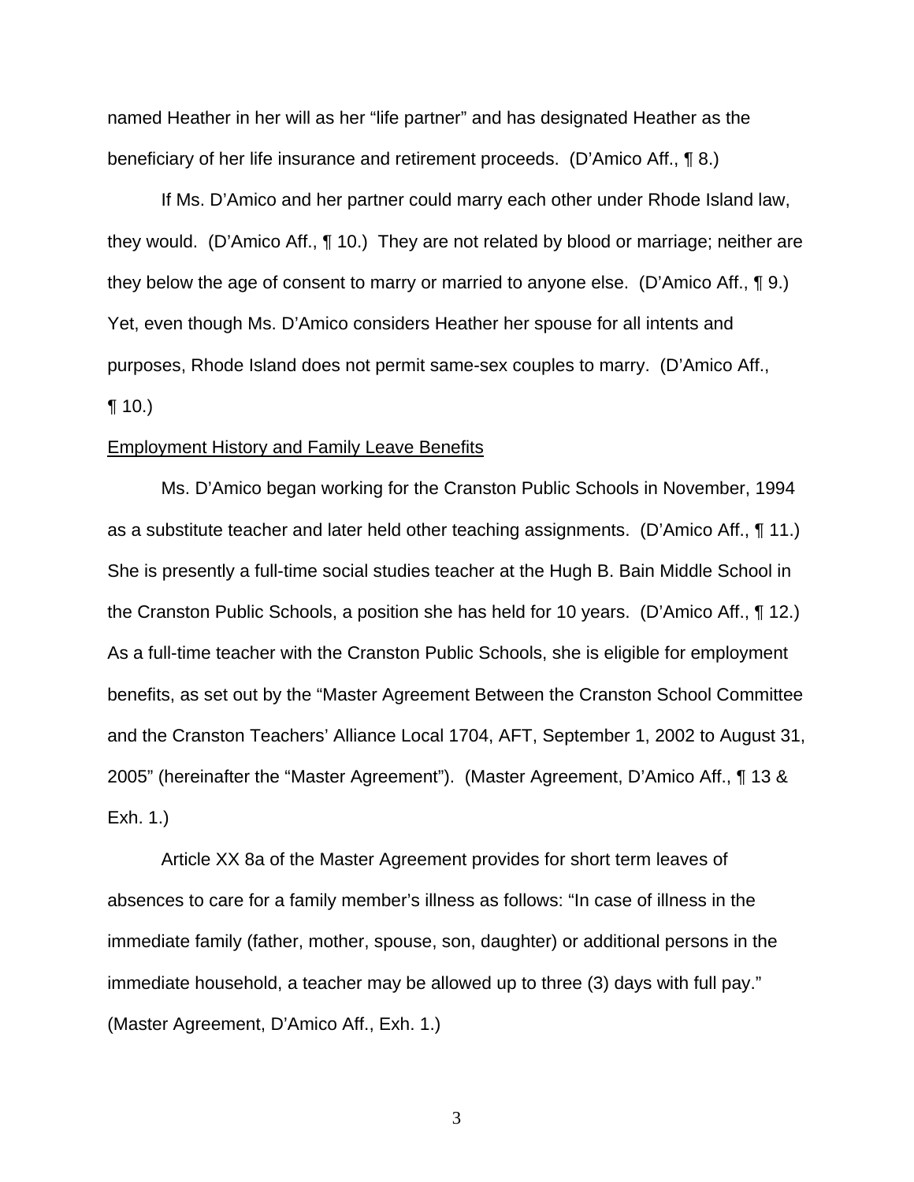named Heather in her will as her "life partner" and has designated Heather as the beneficiary of her life insurance and retirement proceeds. (D'Amico Aff., ¶ 8.)

If Ms. D'Amico and her partner could marry each other under Rhode Island law, they would. (D'Amico Aff., ¶ 10.) They are not related by blood or marriage; neither are they below the age of consent to marry or married to anyone else. (D'Amico Aff., ¶ 9.) Yet, even though Ms. D'Amico considers Heather her spouse for all intents and purposes, Rhode Island does not permit same-sex couples to marry. (D'Amico Aff., ¶ 10.)

<u>Employment History and Family Leave Benefits</u>

Ms. D'Amico began working for the Cranston Public Schools in November, 1994 as a substitute teacher and later held other teaching assignments. (D'Amico Aff., ¶ 11.) She is presently a full-time social studies teacher at the Hugh B. Bain Middle School in the Cranston Public Schools, a position she has held for 10 years. (D'Amico Aff., ¶ 12.) As a full-time teacher with the Cranston Public Schools, she is eligible for employment benefits, as set out by the "Master Agreement Between the Cranston School Committee and the Cranston Teachers' Alliance Local 1704, AFT, September 1, 2002 to August 31, 2005" (hereinafter the "Master Agreement"). (Master Agreement, D'Amico Aff., ¶ 13 & Exh. 1.)

Article XX 8a of the Master Agreement provides for short term leaves of absences to care for a family member's illness as follows: "In case of illness in the immediate family (father, mother, spouse, son, daughter) or additional persons in the immediate household, a teacher may be allowed up to three (3) days with full pay." (Master Agreement, D'Amico Aff., Exh. 1.)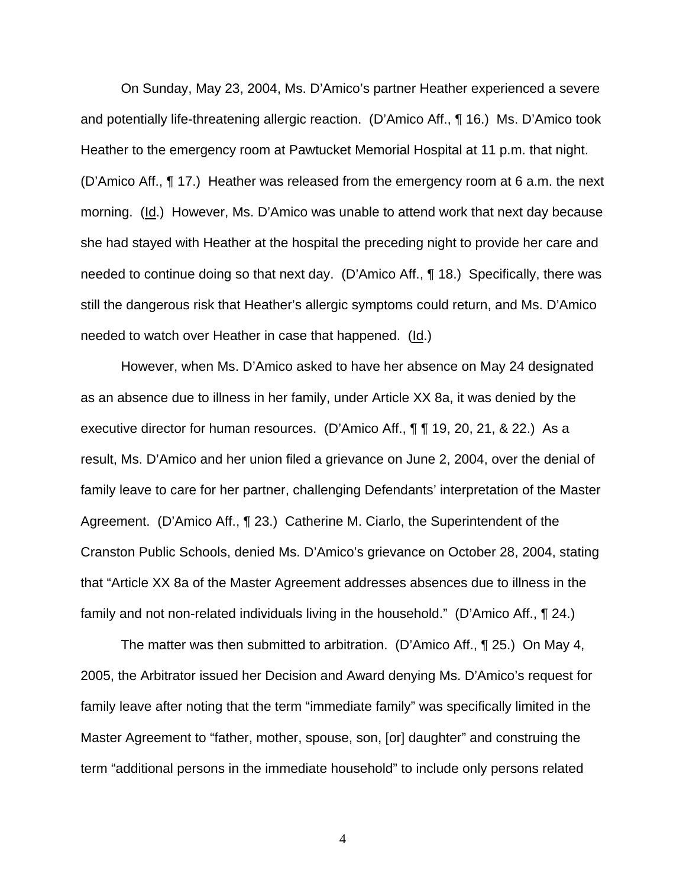On Sunday, May 23, 2004, Ms. D'Amico's partner Heather experienced a severe and potentially life-threatening allergic reaction. (D'Amico Aff., ¶ 16.) Ms. D'Amico took Heather to the emergency room at Pawtucket Memorial Hospital at 11 p.m. that night. (D'Amico Aff., ¶ 17.) Heather was released from the emergency room at 6 a.m. the next morning. (Id.) However, Ms. D'Amico was unable to attend work that next day because she had stayed with Heather at the hospital the preceding night to provide her care and needed to continue doing so that next day. (D'Amico Aff., ¶ 18.) Specifically, there was still the dangerous risk that Heather's allergic symptoms could return, and Ms. D'Amico needed to watch over Heather in case that happened. (Id.)

However, when Ms. D'Amico asked to have her absence on May 24 designated as an absence due to illness in her family, under Article XX 8a, it was denied by the executive director for human resources. (D'Amico Aff., ¶ ¶ 19, 20, 21, & 22.) As a result, Ms. D'Amico and her union filed a grievance on June 2, 2004, over the denial of family leave to care for her partner, challenging Defendants' interpretation of the Master Agreement. (D'Amico Aff., ¶ 23.) Catherine M. Ciarlo, the Superintendent of the Cranston Public Schools, denied Ms. D'Amico's grievance on October 28, 2004, stating that "Article XX 8a of the Master Agreement addresses absences due to illness in the family and not non-related individuals living in the household." (D'Amico Aff., ¶ 24.)

The matter was then submitted to arbitration. (D'Amico Aff., ¶ 25.) On May 4, 2005, the Arbitrator issued her Decision and Award denying Ms. D'Amico's request for family leave after noting that the term "immediate family" was specifically limited in the Master Agreement to "father, mother, spouse, son, [or] daughter" and construing the term "additional persons in the immediate household" to include only persons related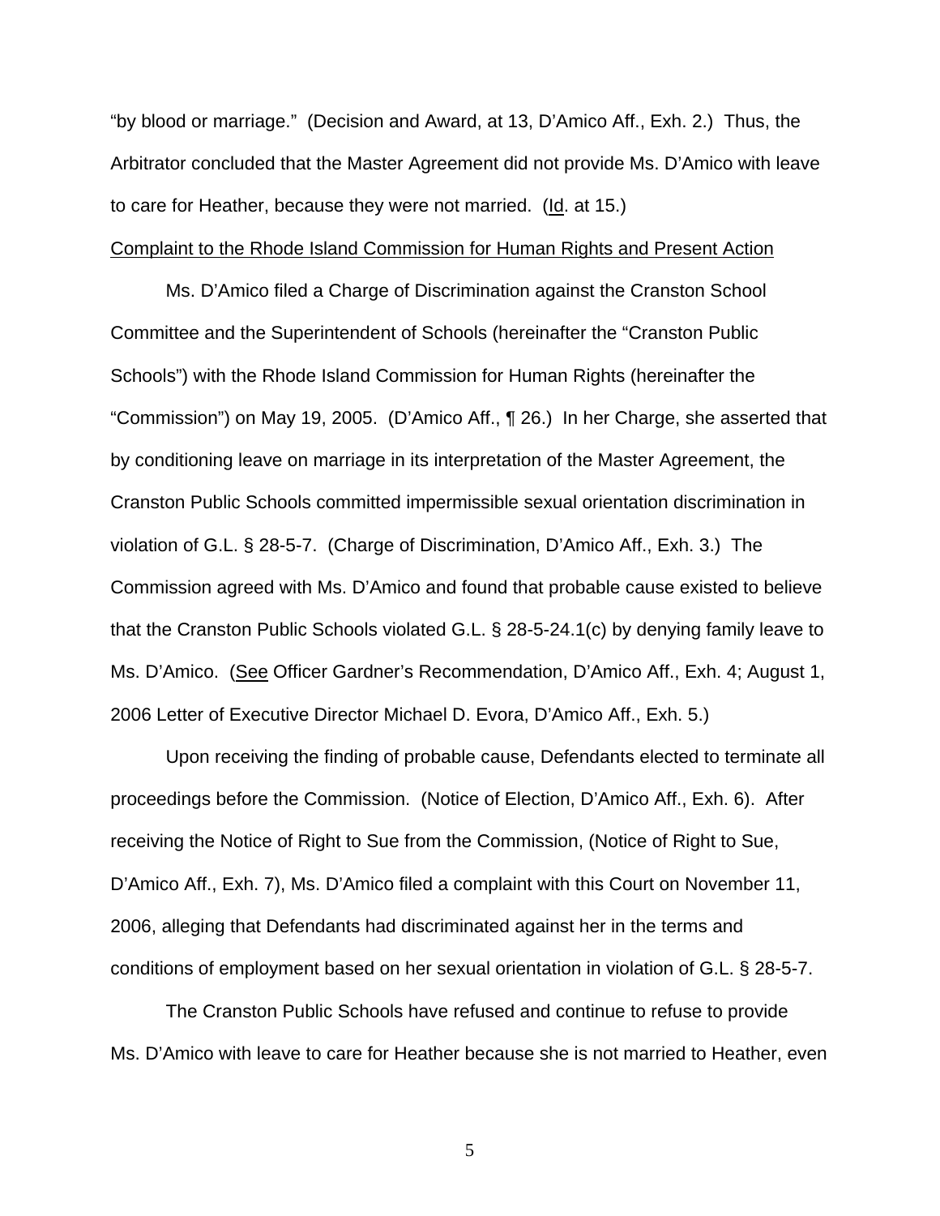"by blood or marriage." (Decision and Award, at 13, D'Amico Aff., Exh. 2.) Thus, the Arbitrator concluded that the Master Agreement did not provide Ms. D'Amico with leave to care for Heather, because they were not married. (Id. at 15.)

Complaint to the Rhode Island Commission for Human Rights and Present Action

Ms. D'Amico filed a Charge of Discrimination against the Cranston School Committee and the Superintendent of Schools (hereinafter the "Cranston Public Schools") with the Rhode Island Commission for Human Rights (hereinafter the "Commission") on May 19, 2005. (D'Amico Aff., ¶ 26.) In her Charge, she asserted that by conditioning leave on marriage in its interpretation of the Master Agreement, the Cranston Public Schools committed impermissible sexual orientation discrimination in violation of G.L. § 28-5-7. (Charge of Discrimination, D'Amico Aff., Exh. 3.) The Commission agreed with Ms. D'Amico and found that probable cause existed to believe that the Cranston Public Schools violated G.L. § 28-5-24.1(c) by denying family leave to Ms. D'Amico. (See Officer Gardner's Recommendation, D'Amico Aff., Exh. 4; August 1, 2006 Letter of Executive Director Michael D. Evora, D'Amico Aff., Exh. 5.)

Upon receiving the finding of probable cause, Defendants elected to terminate all proceedings before the Commission. (Notice of Election, D'Amico Aff., Exh. 6). After receiving the Notice of Right to Sue from the Commission, (Notice of Right to Sue, D'Amico Aff., Exh. 7), Ms. D'Amico filed a complaint with this Court on November 11, 2006, alleging that Defendants had discriminated against her in the terms and conditions of employment based on her sexual orientation in violation of G.L. § 28-5-7.

The Cranston Public Schools have refused and continue to refuse to provide Ms. D'Amico with leave to care for Heather because she is not married to Heather, even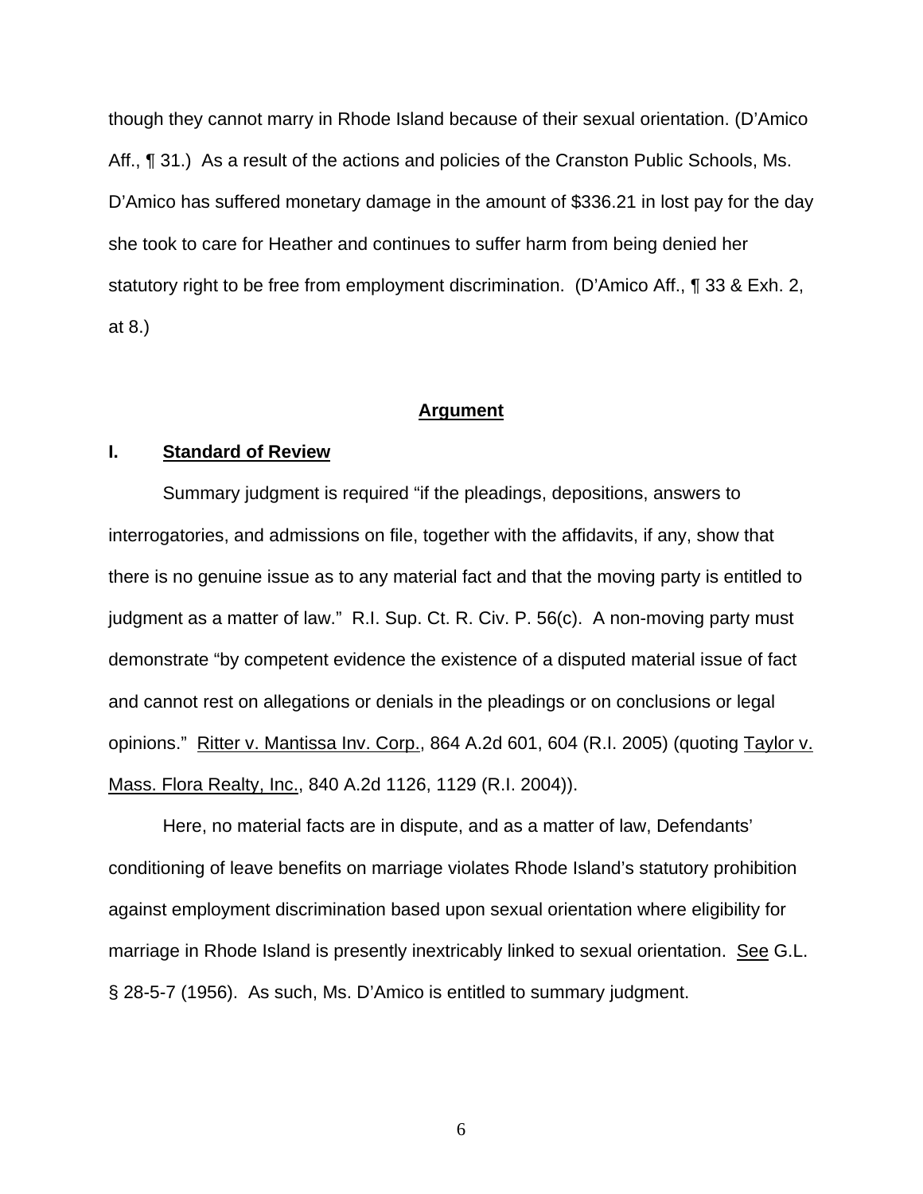though they cannot marry in Rhode Island because of their sexual orientation. (D'Amico Aff., ¶ 31.) As a result of the actions and policies of the Cranston Public Schools, Ms. D'Amico has suffered monetary damage in the amount of $336.21 in lost pay for the day she took to care for Heather and continues to suffer harm from being denied her statutory right to be free from employment discrimination. (D'Amico Aff., ¶ 33 & Exh. 2, at 8.)

## **Argument**

### **I. Standard of Review**

Summary judgment is required "if the pleadings, depositions, answers to interrogatories, and admissions on file, together with the affidavits, if any, show that there is no genuine issue as to any material fact and that the moving party is entitled to judgment as a matter of law." R.I. Sup. Ct. R. Civ. P. 56(c). A non-moving party must demonstrate "by competent evidence the existence of a disputed material issue of fact and cannot rest on allegations or denials in the pleadings or on conclusions or legal opinions." Ritter v. Mantissa Inv. Corp., 864 A.2d 601, 604 (R.I. 2005) (quoting Taylor v. Mass. Flora Realty, Inc., 840 A.2d 1126, 1129 (R.I. 2004)).

Here, no material facts are in dispute, and as a matter of law, Defendants' conditioning of leave benefits on marriage violates Rhode Island's statutory prohibition against employment discrimination based upon sexual orientation where eligibility for marriage in Rhode Island is presently inextricably linked to sexual orientation. See G.L. § 28-5-7 (1956). As such, Ms. D'Amico is entitled to summary judgment.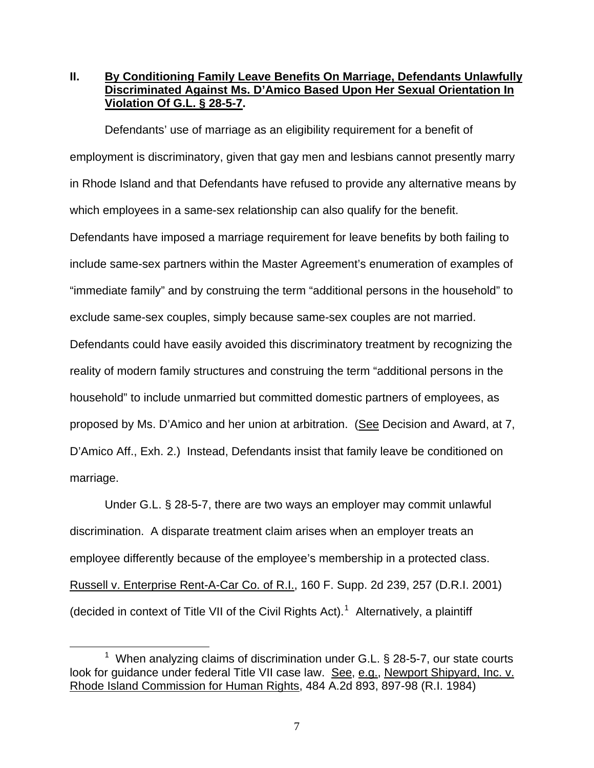## II. By Conditioning Family Leave Benefits On Marriage, Defendants Unlawfully Discriminated Against Ms. D'Amico Based Upon Her Sexual Orientation In Violation Of G.L. § 28-5-7.

Defendants' use of marriage as an eligibility requirement for a benefit of employment is discriminatory, given that gay men and lesbians cannot presently marry in Rhode Island and that Defendants have refused to provide any alternative means by which employees in a same-sex relationship can also qualify for the benefit. Defendants have imposed a marriage requirement for leave benefits by both failing to include same-sex partners within the Master Agreement's enumeration of examples of "immediate family" and by construing the term "additional persons in the household" to exclude same-sex couples, simply because same-sex couples are not married. Defendants could have easily avoided this discriminatory treatment by recognizing the reality of modern family structures and construing the term "additional persons in the household" to include unmarried but committed domestic partners of employees, as proposed by Ms. D'Amico and her union at arbitration. (See Decision and Award, at 7, D'Amico Aff., Exh. 2.) Instead, Defendants insist that family leave be conditioned on marriage.

Under G.L. § 28-5-7, there are two ways an employer may commit unlawful discrimination. A disparate treatment claim arises when an employer treats an employee differently because of the employee's membership in a protected class. Russell v. Enterprise Rent-A-Car Co. of R.I., 160 F. Supp. 2d 239, 257 (D.R.I. 2001) (decided in context of Title VII of the Civil Rights Act).[1] Alternatively, a plaintiff

[1] When analyzing claims of discrimination under G.L. § 28-5-7, our state courts look for guidance under federal Title VII case law. See, e.g., Newport Shipyard, Inc. v. Rhode Island Commission for Human Rights, 484 A.2d 893, 897-98 (R.I. 1984)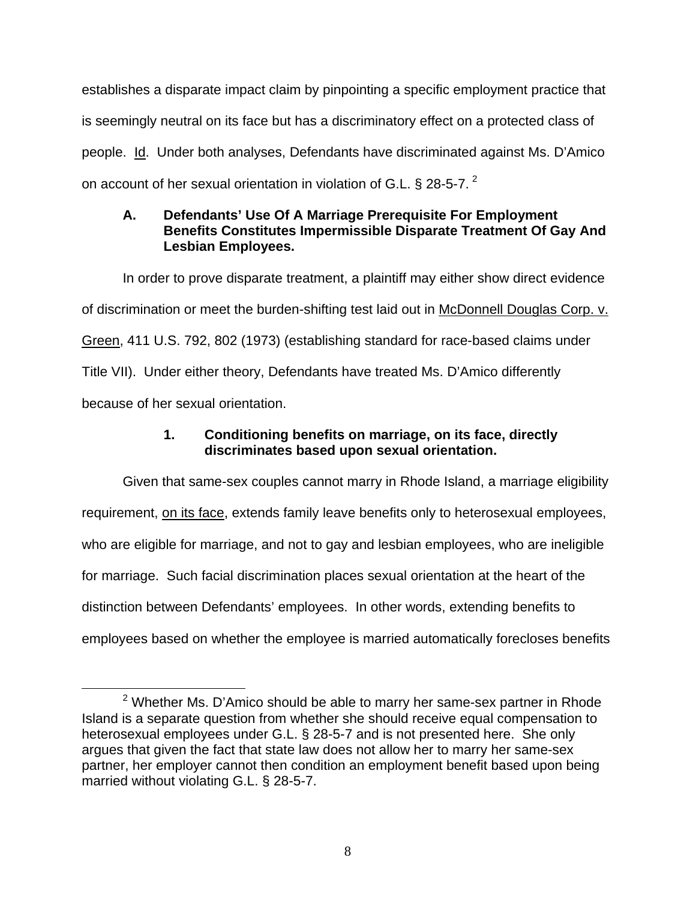establishes a disparate impact claim by pinpointing a specific employment practice that is seemingly neutral on its face but has a discriminatory effect on a protected class of people. Id. Under both analyses, Defendants have discriminated against Ms. D'Amico on account of her sexual orientation in violation of G.L. § 28-5-7. [2]

### A. Defendants' Use Of A Marriage Prerequisite For Employment Benefits Constitutes Impermissible Disparate Treatment Of Gay And Lesbian Employees.

In order to prove disparate treatment, a plaintiff may either show direct evidence of discrimination or meet the burden-shifting test laid out in McDonnell Douglas Corp. v. Green, 411 U.S. 792, 802 (1973) (establishing standard for race-based claims under Title VII). Under either theory, Defendants have treated Ms. D'Amico differently because of her sexual orientation.

#### 1. Conditioning benefits on marriage, on its face, directly discriminates based upon sexual orientation.

Given that same-sex couples cannot marry in Rhode Island, a marriage eligibility requirement, on its face, extends family leave benefits only to heterosexual employees, who are eligible for marriage, and not to gay and lesbian employees, who are ineligible for marriage. Such facial discrimination places sexual orientation at the heart of the distinction between Defendants' employees. In other words, extending benefits to employees based on whether the employee is married automatically forecloses benefits

[2] Whether Ms. D'Amico should be able to marry her same-sex partner in Rhode Island is a separate question from whether she should receive equal compensation to heterosexual employees under G.L. § 28-5-7 and is not presented here. She only argues that given the fact that state law does not allow her to marry her same-sex partner, her employer cannot then condition an employment benefit based upon being married without violating G.L. § 28-5-7.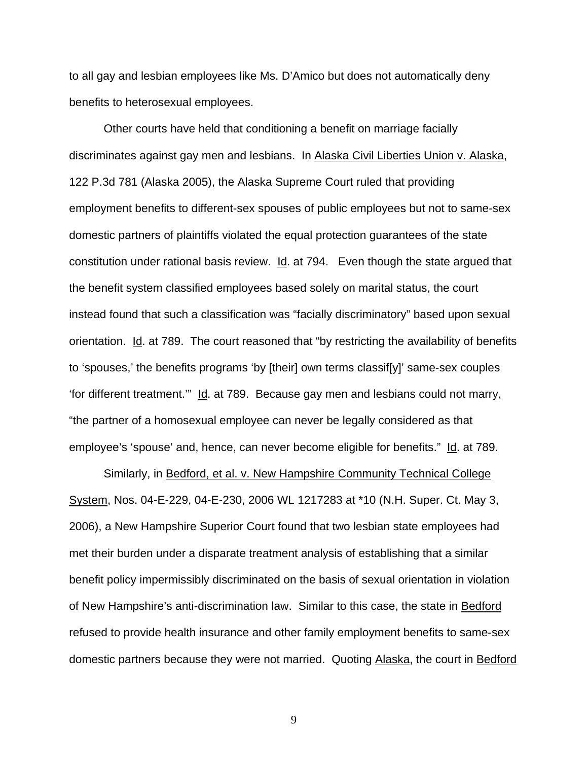to all gay and lesbian employees like Ms. D'Amico but does not automatically deny benefits to heterosexual employees.

Other courts have held that conditioning a benefit on marriage facially discriminates against gay men and lesbians. In Alaska Civil Liberties Union v. Alaska, 122 P.3d 781 (Alaska 2005), the Alaska Supreme Court ruled that providing employment benefits to different-sex spouses of public employees but not to same-sex domestic partners of plaintiffs violated the equal protection guarantees of the state constitution under rational basis review. Id. at 794. Even though the state argued that the benefit system classified employees based solely on marital status, the court instead found that such a classification was "facially discriminatory" based upon sexual orientation. Id. at 789. The court reasoned that "by restricting the availability of benefits to 'spouses,' the benefits programs 'by [their] own terms classif[y]' same-sex couples 'for different treatment.'" Id. at 789. Because gay men and lesbians could not marry, "the partner of a homosexual employee can never be legally considered as that employee's 'spouse' and, hence, can never become eligible for benefits." Id. at 789.

Similarly, in Bedford, et al. v. New Hampshire Community Technical College System, Nos. 04-E-229, 04-E-230, 2006 WL 1217283 at *10 (N.H. Super. Ct. May 3, 2006), a New Hampshire Superior Court found that two lesbian state employees had met their burden under a disparate treatment analysis of establishing that a similar benefit policy impermissibly discriminated on the basis of sexual orientation in violation of New Hampshire's anti-discrimination law. Similar to this case, the state in Bedford refused to provide health insurance and other family employment benefits to same-sex domestic partners because they were not married. Quoting Alaska, the court in Bedford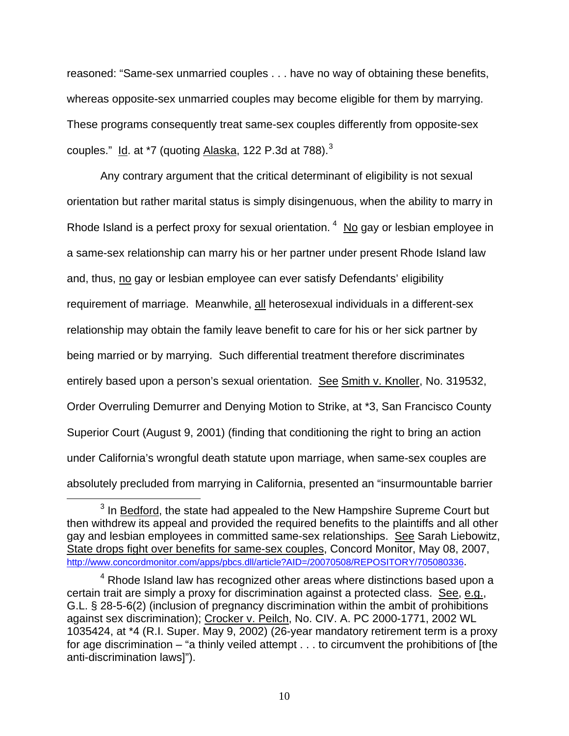reasoned: "Same-sex unmarried couples . . . have no way of obtaining these benefits, whereas opposite-sex unmarried couples may become eligible for them by marrying. These programs consequently treat same-sex couples differently from opposite-sex couples." Id. at *7 (quoting Alaska, 122 P.3d at 788).[3]

Any contrary argument that the critical determinant of eligibility is not sexual orientation but rather marital status is simply disingenuous, when the ability to marry in Rhode Island is a perfect proxy for sexual orientation.[4] No gay or lesbian employee in a same-sex relationship can marry his or her partner under present Rhode Island law and, thus, no gay or lesbian employee can ever satisfy Defendants' eligibility requirement of marriage. Meanwhile, all heterosexual individuals in a different-sex relationship may obtain the family leave benefit to care for his or her sick partner by being married or by marrying. Such differential treatment therefore discriminates entirely based upon a person's sexual orientation. See Smith v. Knoller, No. 319532, Order Overruling Demurrer and Denying Motion to Strike, at *3, San Francisco County Superior Court (August 9, 2001) (finding that conditioning the right to bring an action under California's wrongful death statute upon marriage, when same-sex couples are absolutely precluded from marrying in California, presented an "insurmountable barrier

---

[3] In Bedford, the state had appealed to the New Hampshire Supreme Court but then withdrew its appeal and provided the required benefits to the plaintiffs and all other gay and lesbian employees in committed same-sex relationships. See Sarah Liebowitz, State drops fight over benefits for same-sex couples, Concord Monitor, May 08, 2007, http://www.concordmonitor.com/apps/pbcs.dll/article?AID=/20070508/REPOSITORY/705080336.

[4] Rhode Island law has recognized other areas where distinctions based upon a certain trait are simply a proxy for discrimination against a protected class. See, e.g., G.L. § 28-5-6(2) (inclusion of pregnancy discrimination within the ambit of prohibitions against sex discrimination); Crocker v. Peilch, No. CIV. A. PC 2000-1771, 2002 WL 1035424, at *4 (R.I. Super. May 9, 2002) (26-year mandatory retirement term is a proxy for age discrimination – "a thinly veiled attempt . . . to circumvent the prohibitions of [the anti-discrimination laws]").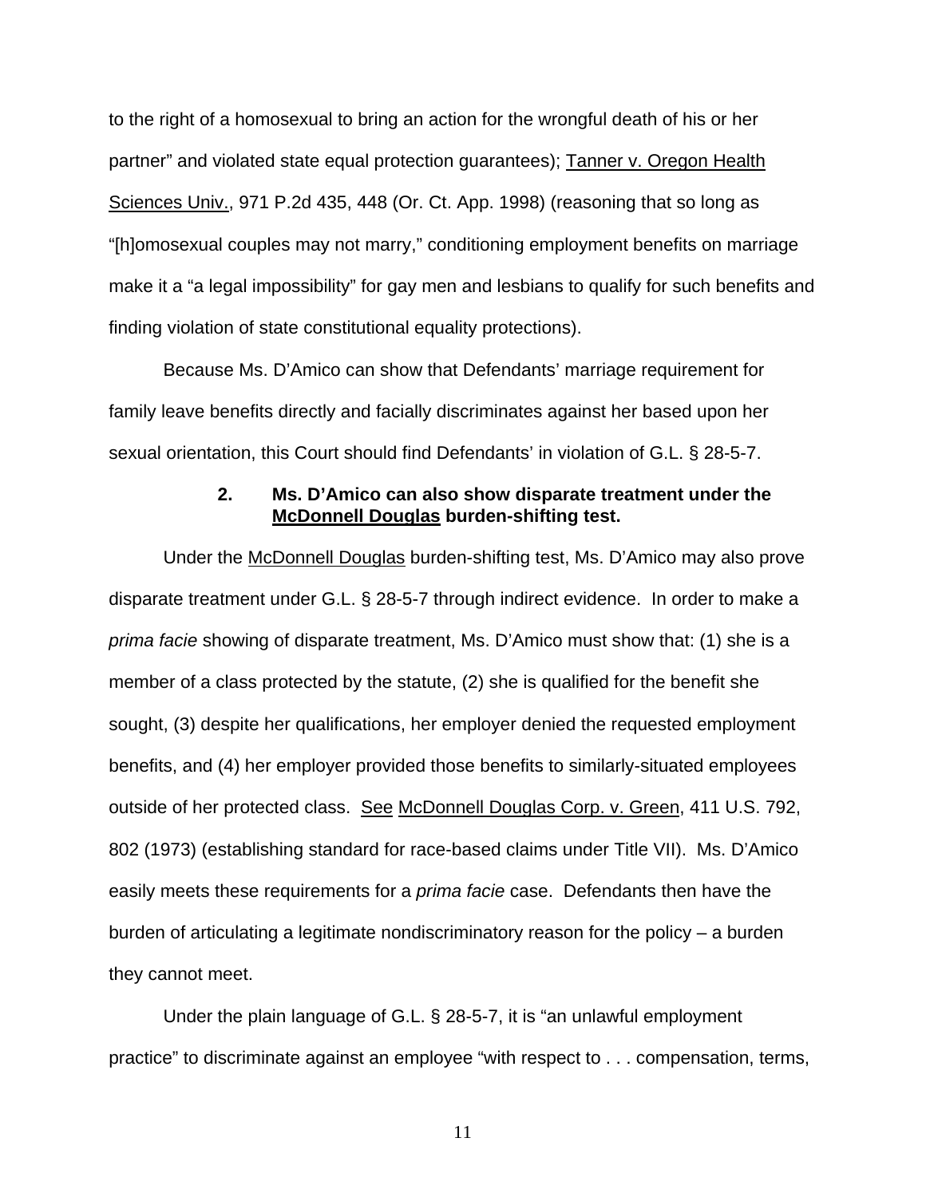to the right of a homosexual to bring an action for the wrongful death of his or her partner" and violated state equal protection guarantees); Tanner v. Oregon Health Sciences Univ., 971 P.2d 435, 448 (Or. Ct. App. 1998) (reasoning that so long as "[h]omosexual couples may not marry," conditioning employment benefits on marriage make it a "a legal impossibility" for gay men and lesbians to qualify for such benefits and finding violation of state constitutional equality protections).

Because Ms. D'Amico can show that Defendants' marriage requirement for family leave benefits directly and facially discriminates against her based upon her sexual orientation, this Court should find Defendants' in violation of G.L. § 28-5-7.

### 2. Ms. D'Amico can also show disparate treatment under the McDonnell Douglas burden-shifting test.

Under the McDonnell Douglas burden-shifting test, Ms. D'Amico may also prove disparate treatment under G.L. § 28-5-7 through indirect evidence. In order to make a *prima facie* showing of disparate treatment, Ms. D'Amico must show that: (1) she is a member of a class protected by the statute, (2) she is qualified for the benefit she sought, (3) despite her qualifications, her employer denied the requested employment benefits, and (4) her employer provided those benefits to similarly-situated employees outside of her protected class. See McDonnell Douglas Corp. v. Green, 411 U.S. 792, 802 (1973) (establishing standard for race-based claims under Title VII). Ms. D'Amico easily meets these requirements for a *prima facie* case. Defendants then have the burden of articulating a legitimate nondiscriminatory reason for the policy – a burden they cannot meet.

Under the plain language of G.L. § 28-5-7, it is "an unlawful employment practice" to discriminate against an employee "with respect to . . . compensation, terms,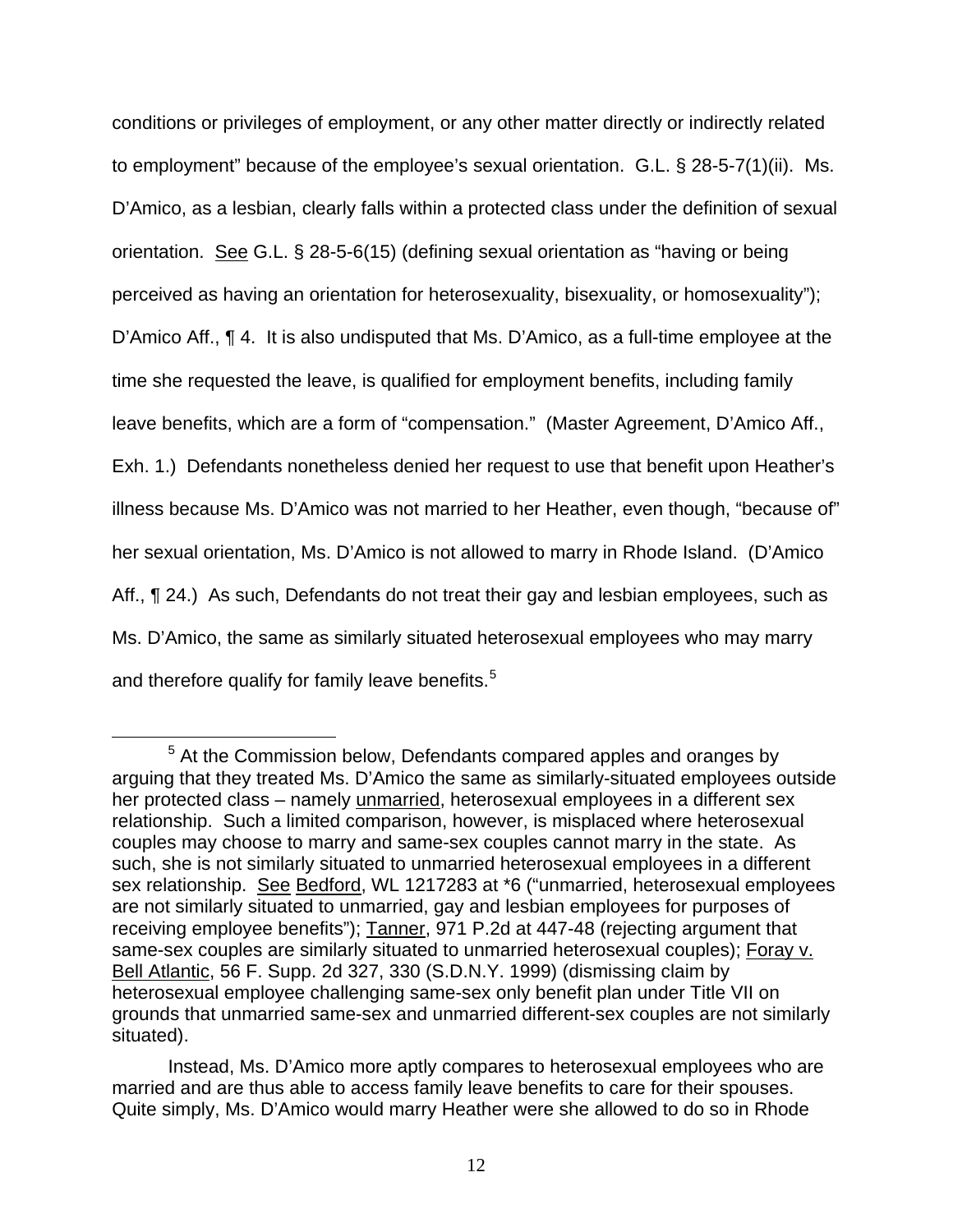conditions or privileges of employment, or any other matter directly or indirectly related to employment" because of the employee's sexual orientation. G.L. § 28-5-7(1)(ii). Ms. D'Amico, as a lesbian, clearly falls within a protected class under the definition of sexual orientation. See G.L. § 28-5-6(15) (defining sexual orientation as "having or being perceived as having an orientation for heterosexuality, bisexuality, or homosexuality"); D'Amico Aff., ¶ 4. It is also undisputed that Ms. D'Amico, as a full-time employee at the time she requested the leave, is qualified for employment benefits, including family leave benefits, which are a form of "compensation." (Master Agreement, D'Amico Aff., Exh. 1.) Defendants nonetheless denied her request to use that benefit upon Heather's illness because Ms. D'Amico was not married to her Heather, even though, "because of" her sexual orientation, Ms. D'Amico is not allowed to marry in Rhode Island. (D'Amico Aff., ¶ 24.) As such, Defendants do not treat their gay and lesbian employees, such as Ms. D'Amico, the same as similarly situated heterosexual employees who may marry and therefore qualify for family leave benefits.[5]

---

[5] At the Commission below, Defendants compared apples and oranges by arguing that they treated Ms. D'Amico the same as similarly-situated employees outside her protected class – namely unmarried, heterosexual employees in a different sex relationship. Such a limited comparison, however, is misplaced where heterosexual couples may choose to marry and same-sex couples cannot marry in the state. As such, she is not similarly situated to unmarried heterosexual employees in a different sex relationship. See Bedford, WL 1217283 at *6 ("unmarried, heterosexual employees are not similarly situated to unmarried, gay and lesbian employees for purposes of receiving employee benefits"); Tanner, 971 P.2d at 447-48 (rejecting argument that same-sex couples are similarly situated to unmarried heterosexual couples); Foray v. Bell Atlantic, 56 F. Supp. 2d 327, 330 (S.D.N.Y. 1999) (dismissing claim by heterosexual employee challenging same-sex only benefit plan under Title VII on grounds that unmarried same-sex and unmarried different-sex couples are not similarly situated).

Instead, Ms. D'Amico more aptly compares to heterosexual employees who are married and are thus able to access family leave benefits to care for their spouses. Quite simply, Ms. D'Amico would marry Heather were she allowed to do so in Rhode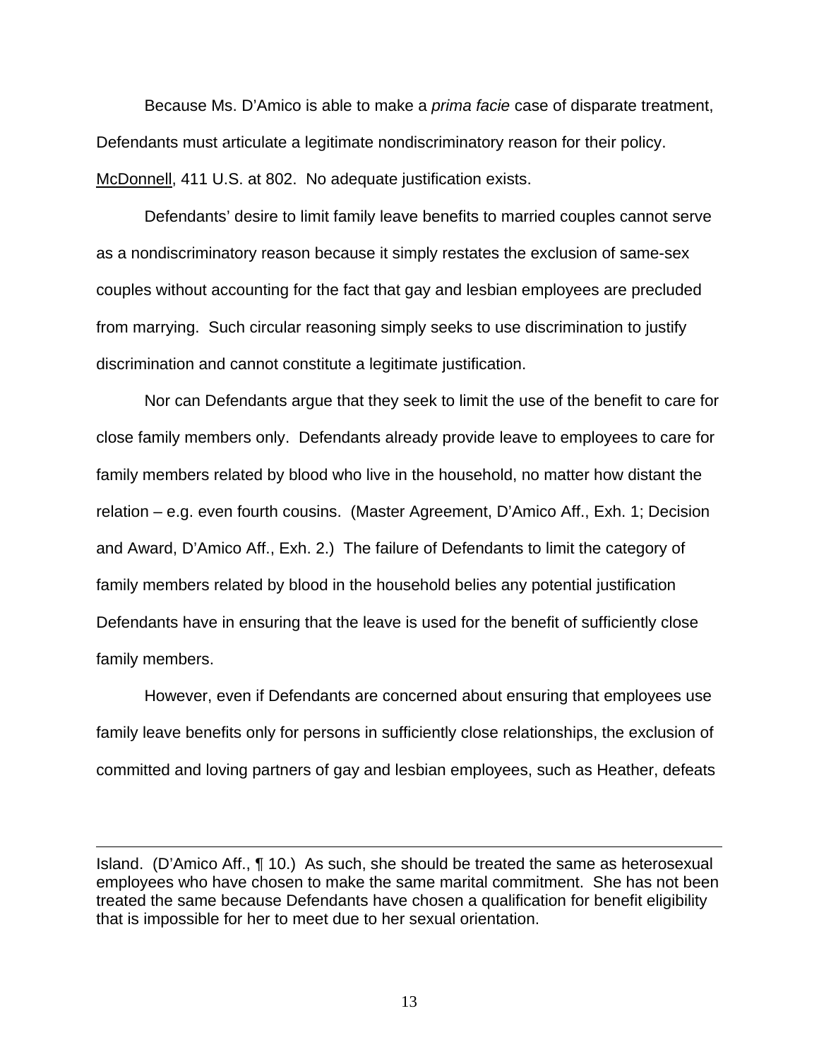Because Ms. D'Amico is able to make a *prima facie* case of disparate treatment, Defendants must articulate a legitimate nondiscriminatory reason for their policy. McDonnell, 411 U.S. at 802. No adequate justification exists.

Defendants' desire to limit family leave benefits to married couples cannot serve as a nondiscriminatory reason because it simply restates the exclusion of same-sex couples without accounting for the fact that gay and lesbian employees are precluded from marrying. Such circular reasoning simply seeks to use discrimination to justify discrimination and cannot constitute a legitimate justification.

Nor can Defendants argue that they seek to limit the use of the benefit to care for close family members only. Defendants already provide leave to employees to care for family members related by blood who live in the household, no matter how distant the relation – e.g. even fourth cousins. (Master Agreement, D'Amico Aff., Exh. 1; Decision and Award, D'Amico Aff., Exh. 2.) The failure of Defendants to limit the category of family members related by blood in the household belies any potential justification Defendants have in ensuring that the leave is used for the benefit of sufficiently close family members.

However, even if Defendants are concerned about ensuring that employees use family leave benefits only for persons in sufficiently close relationships, the exclusion of committed and loving partners of gay and lesbian employees, such as Heather, defeats

---

Island. (D'Amico Aff., ¶ 10.) As such, she should be treated the same as heterosexual employees who have chosen to make the same marital commitment. She has not been treated the same because Defendants have chosen a qualification for benefit eligibility that is impossible for her to meet due to her sexual orientation.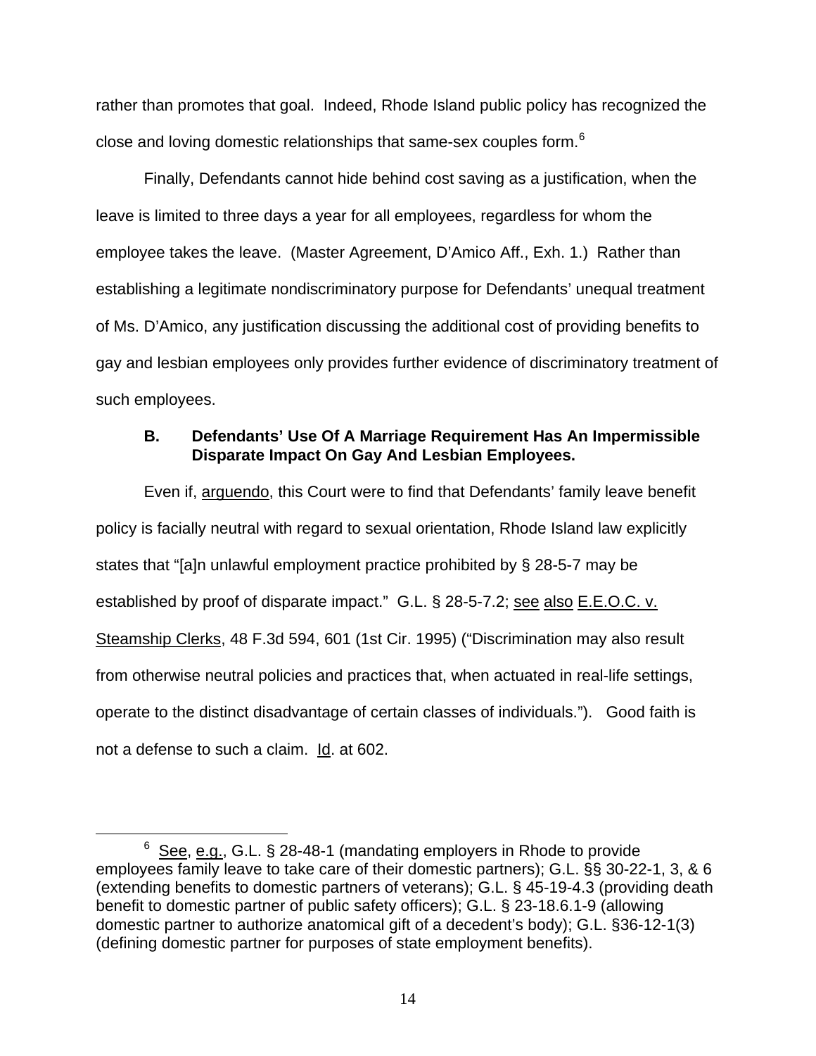rather than promotes that goal. Indeed, Rhode Island public policy has recognized the close and loving domestic relationships that same-sex couples form.[6]

Finally, Defendants cannot hide behind cost saving as a justification, when the leave is limited to three days a year for all employees, regardless for whom the employee takes the leave. (Master Agreement, D'Amico Aff., Exh. 1.) Rather than establishing a legitimate nondiscriminatory purpose for Defendants' unequal treatment of Ms. D'Amico, any justification discussing the additional cost of providing benefits to gay and lesbian employees only provides further evidence of discriminatory treatment of such employees.

**B. Defendants' Use Of A Marriage Requirement Has An Impermissible Disparate Impact On Gay And Lesbian Employees.**

Even if, arguendo, this Court were to find that Defendants' family leave benefit policy is facially neutral with regard to sexual orientation, Rhode Island law explicitly states that "[a]n unlawful employment practice prohibited by § 28-5-7 may be established by proof of disparate impact." G.L. § 28-5-7.2; see also E.E.O.C. v. Steamship Clerks, 48 F.3d 594, 601 (1st Cir. 1995) ("Discrimination may also result from otherwise neutral policies and practices that, when actuated in real-life settings, operate to the distinct disadvantage of certain classes of individuals."). Good faith is not a defense to such a claim. Id. at 602.

---

[6] See, e.g., G.L. § 28-48-1 (mandating employers in Rhode to provide employees family leave to take care of their domestic partners); G.L. §§ 30-22-1, 3, & 6 (extending benefits to domestic partners of veterans); G.L. § 45-19-4.3 (providing death benefit to domestic partner of public safety officers); G.L. § 23-18.6.1-9 (allowing domestic partner to authorize anatomical gift of a decedent's body); G.L. §36-12-1(3) (defining domestic partner for purposes of state employment benefits).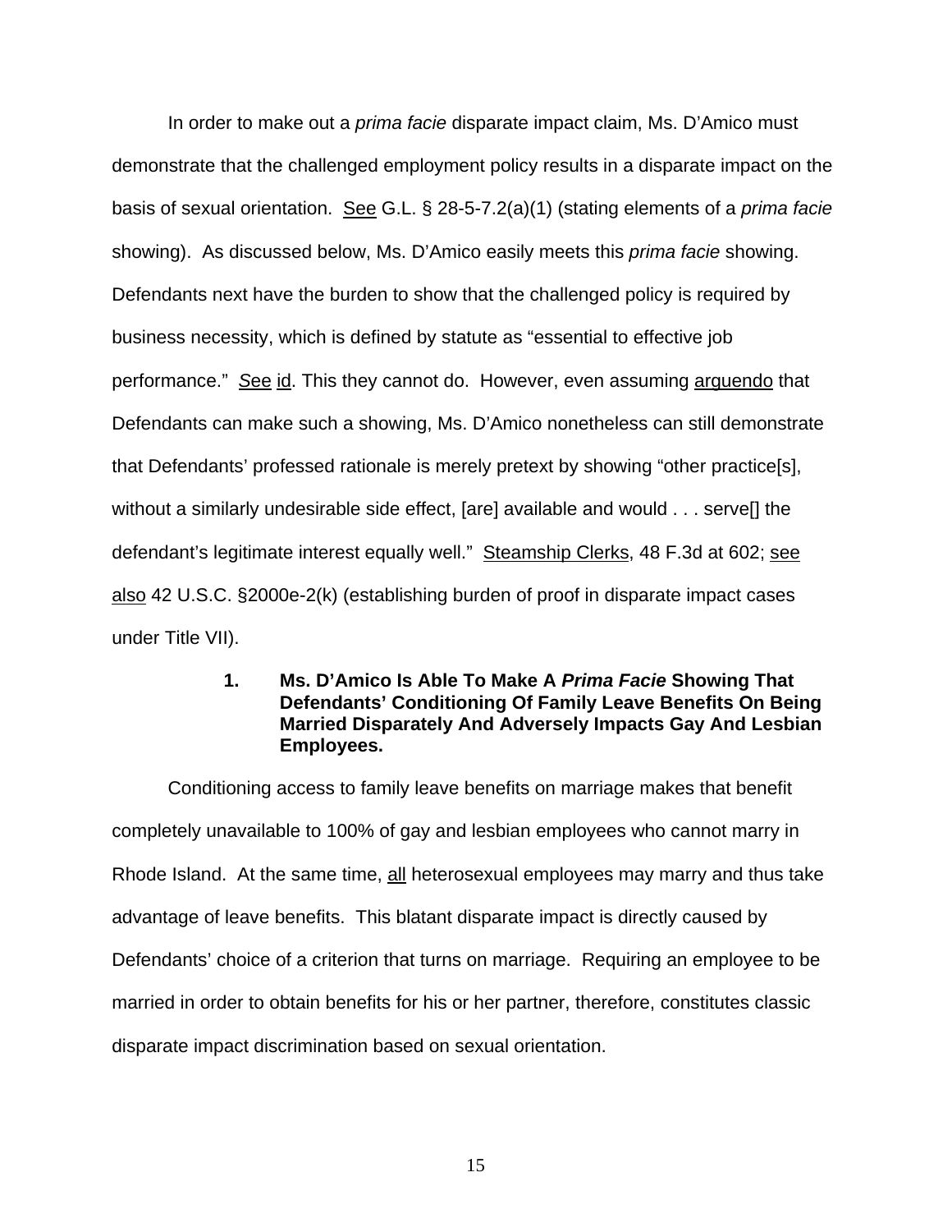In order to make out a *prima facie* disparate impact claim, Ms. D'Amico must demonstrate that the challenged employment policy results in a disparate impact on the basis of sexual orientation. See G.L. § 28-5-7.2(a)(1) (stating elements of a *prima facie* showing). As discussed below, Ms. D'Amico easily meets this *prima facie* showing. Defendants next have the burden to show that the challenged policy is required by business necessity, which is defined by statute as "essential to effective job performance." *S*ee id. This they cannot do. However, even assuming arguendo that Defendants can make such a showing, Ms. D'Amico nonetheless can still demonstrate that Defendants' professed rationale is merely pretext by showing "other practice[s], without a similarly undesirable side effect, [are] available and would . . . serve[] the defendant's legitimate interest equally well." Steamship Clerks, 48 F.3d at 602; see also 42 U.S.C. §2000e-2(k) (establishing burden of proof in disparate impact cases under Title VII).

**1. Ms. D'Amico Is Able To Make A *Prima Facie* Showing That Defendants' Conditioning Of Family Leave Benefits On Being Married Disparately And Adversely Impacts Gay And Lesbian Employees.**

Conditioning access to family leave benefits on marriage makes that benefit completely unavailable to 100% of gay and lesbian employees who cannot marry in Rhode Island. At the same time, all heterosexual employees may marry and thus take advantage of leave benefits. This blatant disparate impact is directly caused by Defendants' choice of a criterion that turns on marriage. Requiring an employee to be married in order to obtain benefits for his or her partner, therefore, constitutes classic disparate impact discrimination based on sexual orientation.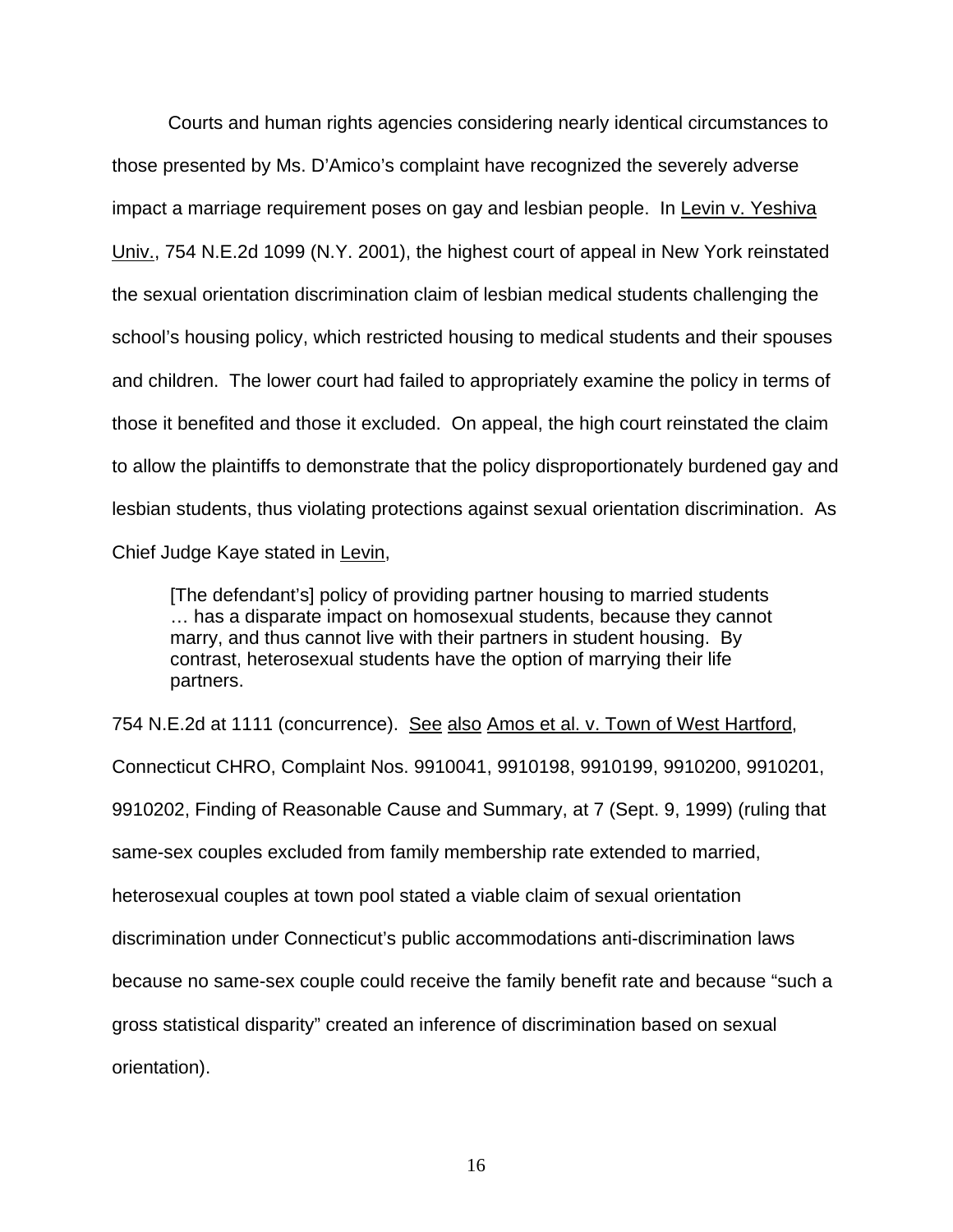Courts and human rights agencies considering nearly identical circumstances to those presented by Ms. D'Amico's complaint have recognized the severely adverse impact a marriage requirement poses on gay and lesbian people. In Levin v. Yeshiva Univ., 754 N.E.2d 1099 (N.Y. 2001), the highest court of appeal in New York reinstated the sexual orientation discrimination claim of lesbian medical students challenging the school's housing policy, which restricted housing to medical students and their spouses and children. The lower court had failed to appropriately examine the policy in terms of those it benefited and those it excluded. On appeal, the high court reinstated the claim to allow the plaintiffs to demonstrate that the policy disproportionately burdened gay and lesbian students, thus violating protections against sexual orientation discrimination. As Chief Judge Kaye stated in Levin,

> [The defendant's] policy of providing partner housing to married students … has a disparate impact on homosexual students, because they cannot marry, and thus cannot live with their partners in student housing. By contrast, heterosexual students have the option of marrying their life partners.

754 N.E.2d at 1111 (concurrence). See also Amos et al. v. Town of West Hartford, Connecticut CHRO, Complaint Nos. 9910041, 9910198, 9910199, 9910200, 9910201, 9910202, Finding of Reasonable Cause and Summary, at 7 (Sept. 9, 1999) (ruling that same-sex couples excluded from family membership rate extended to married, heterosexual couples at town pool stated a viable claim of sexual orientation discrimination under Connecticut's public accommodations anti-discrimination laws because no same-sex couple could receive the family benefit rate and because "such a gross statistical disparity" created an inference of discrimination based on sexual orientation).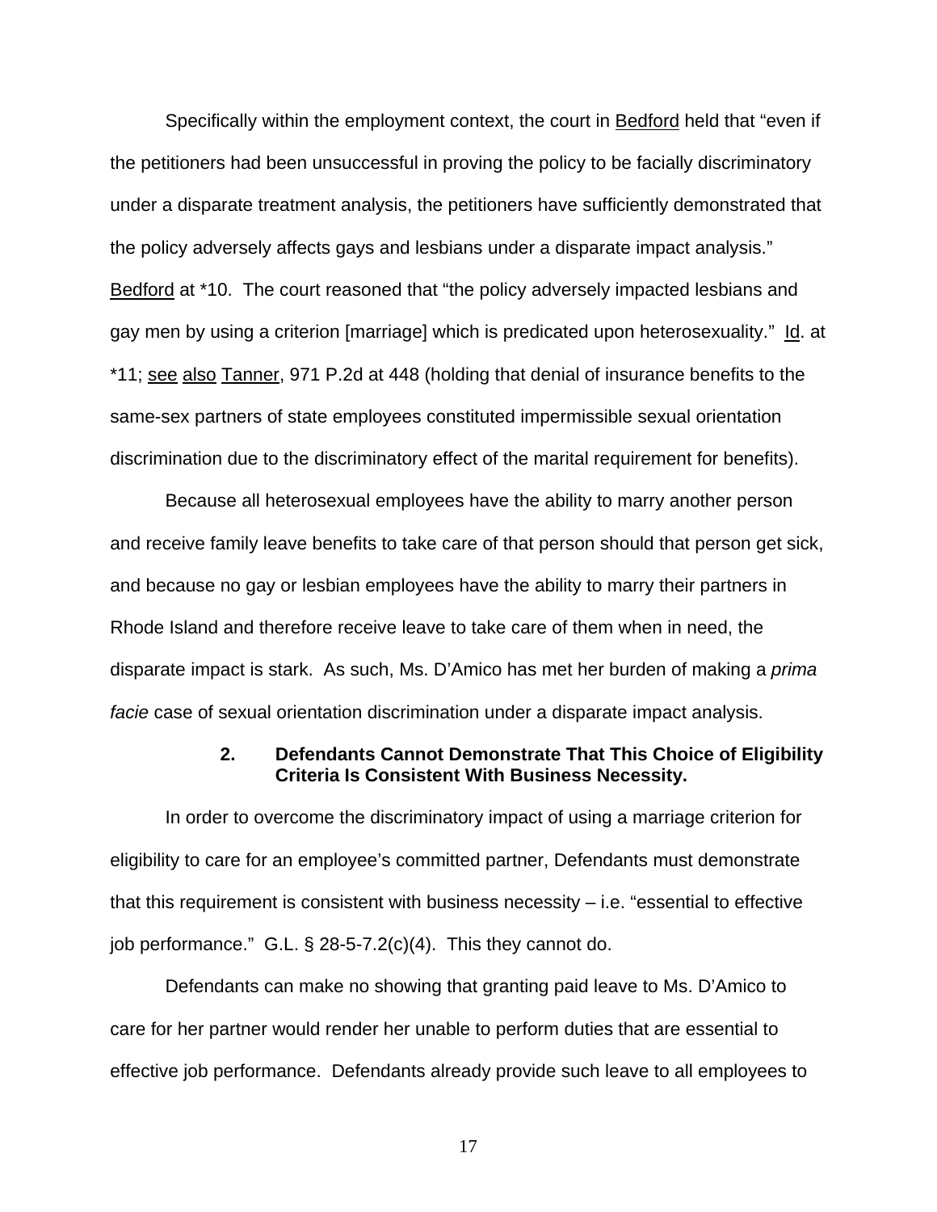Specifically within the employment context, the court in Bedford held that "even if the petitioners had been unsuccessful in proving the policy to be facially discriminatory under a disparate treatment analysis, the petitioners have sufficiently demonstrated that the policy adversely affects gays and lesbians under a disparate impact analysis." Bedford at *10. The court reasoned that "the policy adversely impacted lesbians and gay men by using a criterion [marriage] which is predicated upon heterosexuality." Id. at *11; see also Tanner, 971 P.2d at 448 (holding that denial of insurance benefits to the same-sex partners of state employees constituted impermissible sexual orientation discrimination due to the discriminatory effect of the marital requirement for benefits).

Because all heterosexual employees have the ability to marry another person and receive family leave benefits to take care of that person should that person get sick, and because no gay or lesbian employees have the ability to marry their partners in Rhode Island and therefore receive leave to take care of them when in need, the disparate impact is stark. As such, Ms. D'Amico has met her burden of making a *prima facie* case of sexual orientation discrimination under a disparate impact analysis.

#### 2. Defendants Cannot Demonstrate That This Choice of Eligibility Criteria Is Consistent With Business Necessity.

In order to overcome the discriminatory impact of using a marriage criterion for eligibility to care for an employee's committed partner, Defendants must demonstrate that this requirement is consistent with business necessity – i.e. "essential to effective job performance." G.L. § 28-5-7.2(c)(4). This they cannot do.

Defendants can make no showing that granting paid leave to Ms. D'Amico to care for her partner would render her unable to perform duties that are essential to effective job performance. Defendants already provide such leave to all employees to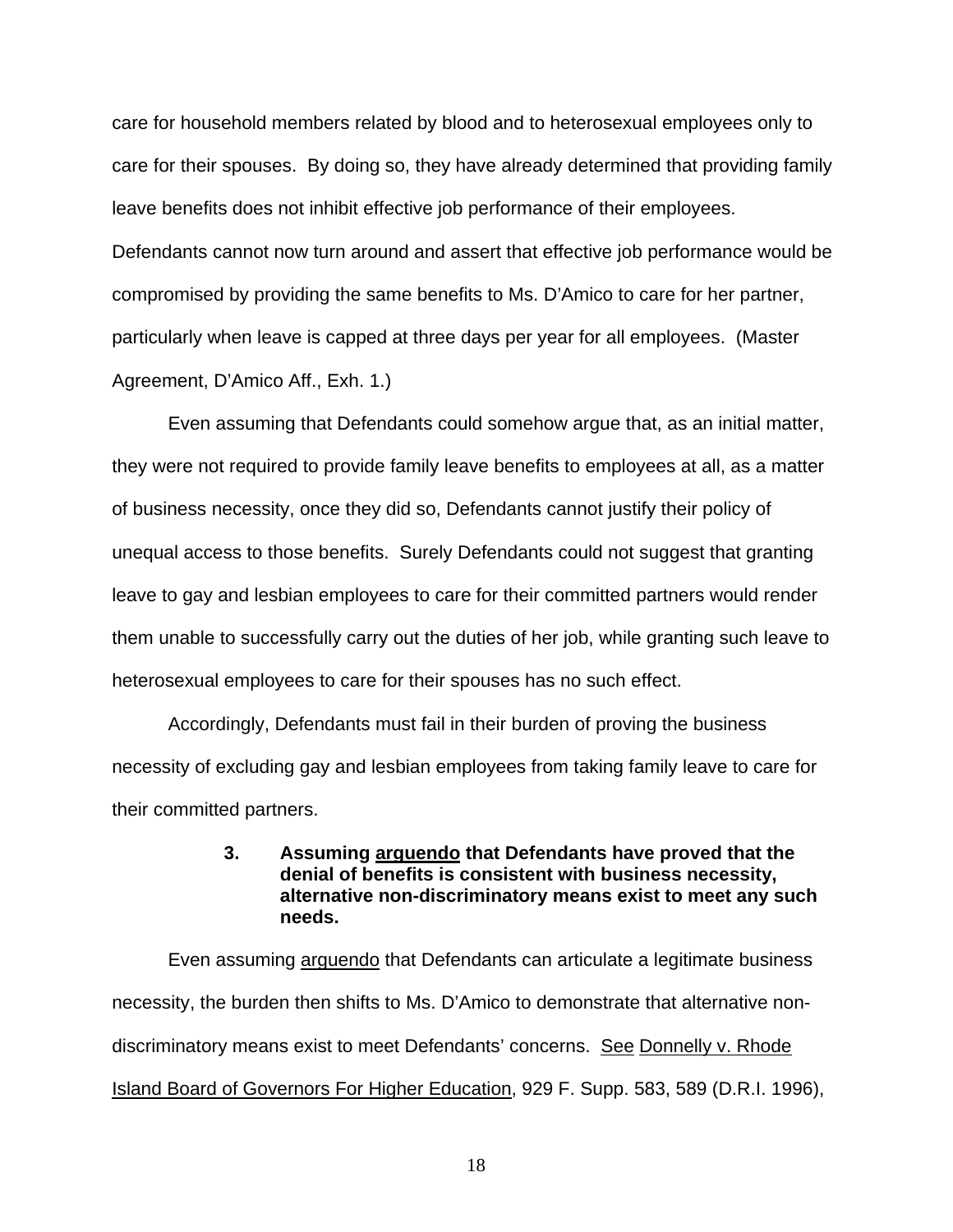care for household members related by blood and to heterosexual employees only to care for their spouses. By doing so, they have already determined that providing family leave benefits does not inhibit effective job performance of their employees. Defendants cannot now turn around and assert that effective job performance would be compromised by providing the same benefits to Ms. D'Amico to care for her partner, particularly when leave is capped at three days per year for all employees. (Master Agreement, D'Amico Aff., Exh. 1.)

Even assuming that Defendants could somehow argue that, as an initial matter, they were not required to provide family leave benefits to employees at all, as a matter of business necessity, once they did so, Defendants cannot justify their policy of unequal access to those benefits. Surely Defendants could not suggest that granting leave to gay and lesbian employees to care for their committed partners would render them unable to successfully carry out the duties of her job, while granting such leave to heterosexual employees to care for their spouses has no such effect.

Accordingly, Defendants must fail in their burden of proving the business necessity of excluding gay and lesbian employees from taking family leave to care for their committed partners.

**3. Assuming arguendo that Defendants have proved that the denial of benefits is consistent with business necessity, alternative non-discriminatory means exist to meet any such needs.**

Even assuming arguendo that Defendants can articulate a legitimate business necessity, the burden then shifts to Ms. D'Amico to demonstrate that alternative non-discriminatory means exist to meet Defendants' concerns. See Donnelly v. Rhode Island Board of Governors For Higher Education, 929 F. Supp. 583, 589 (D.R.I. 1996),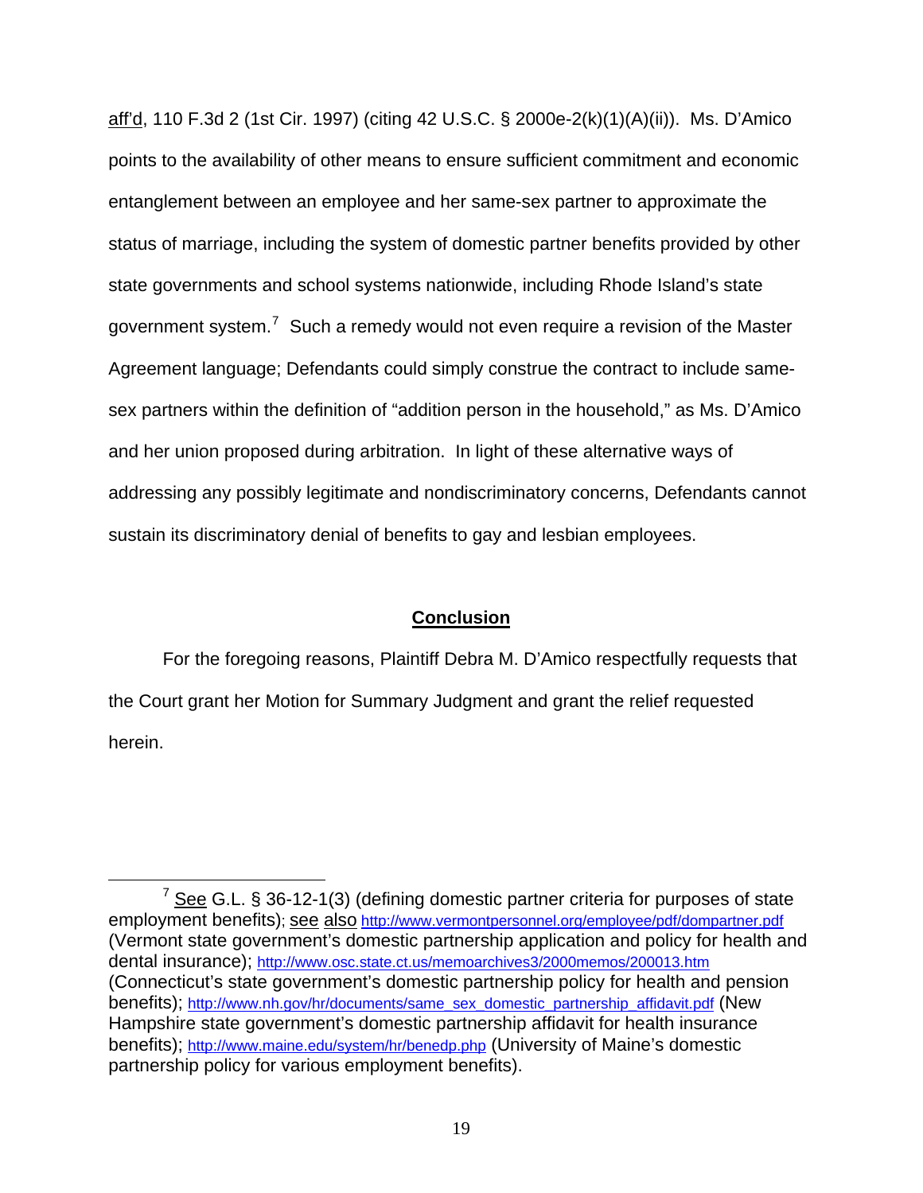aff'd, 110 F.3d 2 (1st Cir. 1997) (citing 42 U.S.C. § 2000e-2(k)(1)(A)(ii)). Ms. D'Amico points to the availability of other means to ensure sufficient commitment and economic entanglement between an employee and her same-sex partner to approximate the status of marriage, including the system of domestic partner benefits provided by other state governments and school systems nationwide, including Rhode Island's state government system.[7] Such a remedy would not even require a revision of the Master Agreement language; Defendants could simply construe the contract to include same-sex partners within the definition of "addition person in the household," as Ms. D'Amico and her union proposed during arbitration. In light of these alternative ways of addressing any possibly legitimate and nondiscriminatory concerns, Defendants cannot sustain its discriminatory denial of benefits to gay and lesbian employees.

## Conclusion

For the foregoing reasons, Plaintiff Debra M. D'Amico respectfully requests that the Court grant her Motion for Summary Judgment and grant the relief requested herein.

---

[7] See G.L. § 36-12-1(3) (defining domestic partner criteria for purposes of state employment benefits); see also http://www.vermontpersonnel.org/employee/pdf/dompartner.pdf (Vermont state government's domestic partnership application and policy for health and dental insurance); http://www.osc.state.ct.us/memoarchives3/2000memos/200013.htm (Connecticut's state government's domestic partnership policy for health and pension benefits); http://www.nh.gov/hr/documents/same_sex_domestic_partnership_affidavit.pdf (New Hampshire state government's domestic partnership affidavit for health insurance benefits); http://www.maine.edu/system/hr/benedp.php (University of Maine's domestic partnership policy for various employment benefits).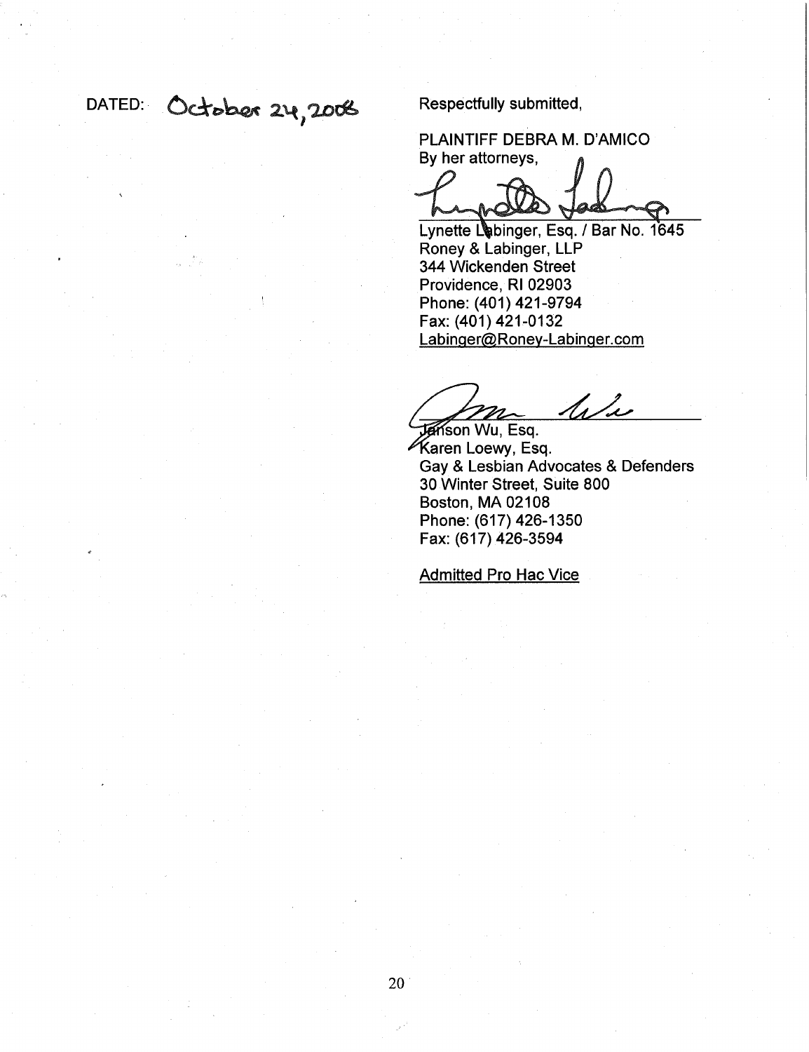DATED: October 24, 2008

Respectfully submitted,

PLAINTIFF DEBRA M. D'AMICO
By her attorneys,

Lynette Labinger, Esq. / Bar No. 1645
Roney & Labinger, LLP
344 Wickenden Street
Providence, RI 02903
Phone: (401) 421-9794
Fax: (401) 421-0132
Labinger@Roney-Labinger.com

Janson Wu, Esq.
Karen Loewy, Esq.
Gay & Lesbian Advocates & Defenders
30 Winter Street, Suite 800
Boston, MA 02108
Phone: (617) 426-1350
Fax: (617) 426-3594

Admitted Pro Hac Vice